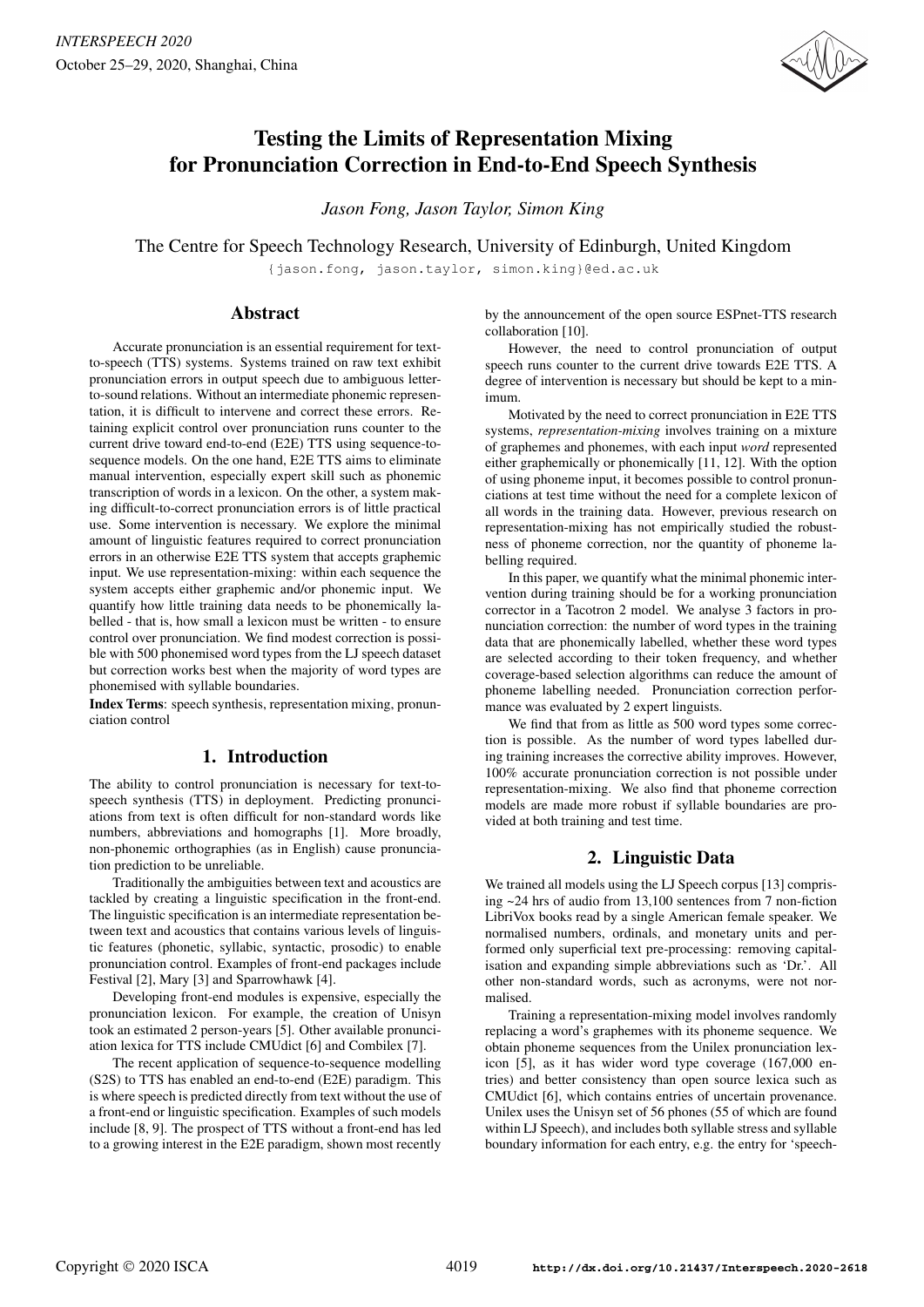# Testing the Limits of Representation Mixing for Pronunciation Correction in End-to-End Speech Synthesis

*Jason Fong, Jason Taylor, Simon King*

The Centre for Speech Technology Research, University of Edinburgh, United Kingdom

{jason.fong, jason.taylor, simon.king}@ed.ac.uk

## Abstract

Accurate pronunciation is an essential requirement for text-to-speech (TTS) systems. Systems trained on raw text exhibit pronunciation errors in output speech due to ambiguous letter-to-sound relations. Without an intermediate phonemic representation, it is difficult to intervene and correct these errors. Retaining explicit control over pronunciation runs counter to the current drive toward end-to-end (E2E) TTS using sequence-to-sequence models. On the one hand, E2E TTS aims to eliminate manual intervention, especially expert skill such as phonemic transcription of words in a lexicon. On the other, a system making difficult-to-correct pronunciation errors is of little practical use. Some intervention is necessary. We explore the minimal amount of linguistic features required to correct pronunciation errors in an otherwise E2E TTS system that accepts graphemic input. We use representation-mixing: within each sequence the system accepts either graphemic and/or phonemic input. We quantify how little training data needs to be phonemically labelled - that is, how small a lexicon must be written - to ensure control over pronunciation. We find modest correction is possible with 500 phonemised word types from the LJ speech dataset but correction works best when the majority of word types are phonemised with syllable boundaries.

**Index Terms**: speech synthesis, representation mixing, pronunciation control

## 1. Introduction

The ability to control pronunciation is necessary for text-to-speech synthesis (TTS) in deployment. Predicting pronunciations from text is often difficult for non-standard words like numbers, abbreviations and homographs [1]. More broadly, non-phonemic orthographies (as in English) cause pronunciation prediction to be unreliable.

Traditionally the ambiguities between text and acoustics are tackled by creating a linguistic specification in the front-end. The linguistic specification is an intermediate representation between text and acoustics that contains various levels of linguistic features (phonetic, syllabic, syntactic, prosodic) to enable pronunciation control. Examples of front-end packages include Festival [2], Mary [3] and Sparrowhawk [4].

Developing front-end modules is expensive, especially the pronunciation lexicon. For example, the creation of Unisyn took an estimated 2 person-years [5]. Other available pronunciation lexica for TTS include CMUdict [6] and Combilex [7].

The recent application of sequence-to-sequence modelling (S2S) to TTS has enabled an end-to-end (E2E) paradigm. This is where speech is predicted directly from text without the use of a front-end or linguistic specification. Examples of such models include [8, 9]. The prospect of TTS without a front-end has led to a growing interest in the E2E paradigm, shown most recently by the announcement of the open source ESPnet-TTS research collaboration [10].

However, the need to control pronunciation of output speech runs counter to the current drive towards E2E TTS. A degree of intervention is necessary but should be kept to a minimum.

Motivated by the need to correct pronunciation in E2E TTS systems, *representation-mixing* involves training on a mixture of graphemes and phonemes, with each input *word* represented either graphemically or phonemically [11, 12]. With the option of using phoneme input, it becomes possible to control pronunciations at test time without the need for a complete lexicon of all words in the training data. However, previous research on representation-mixing has not empirically studied the robustness of phoneme correction, nor the quantity of phoneme labelling required.

In this paper, we quantify what the minimal phonemic intervention during training should be for a working pronunciation corrector in a Tacotron 2 model. We analyse 3 factors in pronunciation correction: the number of word types in the training data that are phonemically labelled, whether these word types are selected according to their token frequency, and whether coverage-based selection algorithms can reduce the amount of phoneme labelling needed. Pronunciation correction performance was evaluated by 2 expert linguists.

We find that from as little as 500 word types some correction is possible. As the number of word types labelled during training increases the corrective ability improves. However, 100% accurate pronunciation correction is not possible under representation-mixing. We also find that phoneme correction models are made more robust if syllable boundaries are provided at both training and test time.

## 2. Linguistic Data

We trained all models using the LJ Speech corpus [13] comprising ~24 hrs of audio from 13,100 sentences from 7 non-fiction LibriVox books read by a single American female speaker. We normalised numbers, ordinals, and monetary units and performed only superficial text pre-processing: removing capitalisation and expanding simple abbreviations such as 'Dr.'. All other non-standard words, such as acronyms, were not normalised.

Training a representation-mixing model involves randomly replacing a word's graphemes with its phoneme sequence. We obtain phoneme sequences from the Unilex pronunciation lexicon [5], as it has wider word type coverage (167,000 entries) and better consistency than open source lexica such as CMUdict [6], which contains entries of uncertain provenance. Unilex uses the Unisyn set of 56 phones (55 of which are found within LJ Speech), and includes both syllable stress and syllable boundary information for each entry, e.g. the entry for 'speech-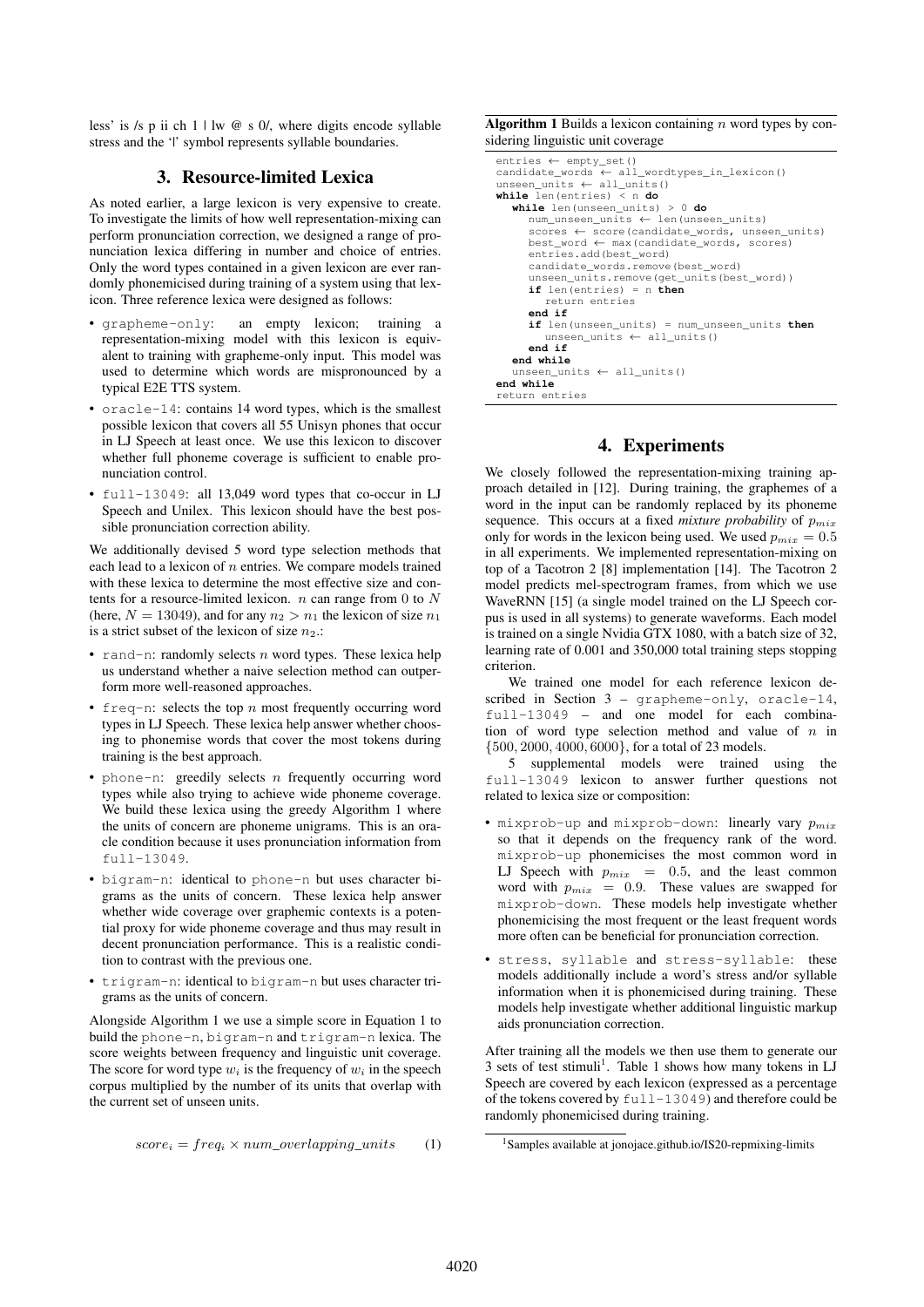less' is /s p ii ch 1 | lw @ s 0/, where digits encode syllable stress and the '|' symbol represents syllable boundaries.

## 3. Resource-limited Lexica

As noted earlier, a large lexicon is very expensive to create. To investigate the limits of how well representation-mixing can perform pronunciation correction, we designed a range of pronunciation lexica differing in number and choice of entries. Only the word types contained in a given lexicon are ever randomly phonemicised during training of a system using that lexicon. Three reference lexica were designed as follows:

- `grapheme-only`: an empty lexicon; training a representation-mixing model with this lexicon is equivalent to training with grapheme-only input. This model was used to determine which words are mispronounced by a typical E2E TTS system.
- `oracle-14`: contains 14 word types, which is the smallest possible lexicon that covers all 55 Unisyn phones that occur in LJ Speech at least once. We use this lexicon to discover whether full phoneme coverage is sufficient to enable pronunciation control.
- `full-13049`: all 13,049 word types that co-occur in LJ Speech and Unilex. This lexicon should have the best possible pronunciation correction ability.

We additionally devised 5 word type selection methods that each lead to a lexicon of $n$ entries. We compare models trained with these lexica to determine the most effective size and contents for a resource-limited lexicon. $n$ can range from 0 to $N$ (here, $N = 13049$), and for any $n_2 > n_1$ the lexicon of size $n_1$ is a strict subset of the lexicon of size $n_2$.:

- `rand-n`: randomly selects $n$ word types. These lexica help us understand whether a naive selection method can outperform more well-reasoned approaches.
- `freq-n`: selects the top $n$ most frequently occurring word types in LJ Speech. These lexica help answer whether choosing to phonemise words that cover the most tokens during training is the best approach.
- `phone-n`: greedily selects $n$ frequently occurring word types while also trying to achieve wide phoneme coverage. We build these lexica using the greedy Algorithm 1 where the units of concern are phoneme unigrams. This is an oracle condition because it uses pronunciation information from `full-13049`.
- `bigram-n`: identical to `phone-n` but uses character bigrams as the units of concern. These lexica help answer whether wide coverage over graphemic contexts is a potential proxy for wide phoneme coverage and thus may result in decent pronunciation performance. This is a realistic condition to contrast with the previous one.
- `trigram-n`: identical to `bigram-n` but uses character trigrams as the units of concern.

Alongside Algorithm 1 we use a simple score in Equation 1 to build the `phone-n`, `bigram-n` and `trigram-n` lexica. The score weights between frequency and linguistic unit coverage. The score for word type $w_i$ is the frequency of $w_i$ in the speech corpus multiplied by the number of its units that overlap with the current set of unseen units.

$$score_i = freq_i \times num\_overlapping\_units \quad (1)$$

**Algorithm 1** Builds a lexicon containing $n$ word types by considering linguistic unit coverage

```
entries ← empty_set()
candidate_words ← all_wordtypes_in_lexicon()
unseen_units ← all_units()
while len(entries) < n do
   while len(unseen_units) > 0 do
      num_unseen_units ← len(unseen_units)
      scores ← score(candidate_words, unseen_units)
      best_word ← max(candidate_words, scores)
      entries.add(best_word)
      candidate_words.remove(best_word)
      unseen_units.remove(get_units(best_word))
      if len(entries) = n then
         return entries
      end if
      if len(unseen_units) = num_unseen_units then
         unseen_units ← all_units()
      end if
   end while
   unseen_units ← all_units()
end while
return entries
```

## 4. Experiments

We closely followed the representation-mixing training approach detailed in [12]. During training, the graphemes of a word in the input can be randomly replaced by its phoneme sequence. This occurs at a fixed *mixture probability* of $p_{mix}$ only for words in the lexicon being used. We used $p_{mix} = 0.5$ in all experiments. We implemented representation-mixing on top of a Tacotron 2 [8] implementation [14]. The Tacotron 2 model predicts mel-spectrogram frames, from which we use WaveRNN [15] (a single model trained on the LJ Speech corpus is used in all systems) to generate waveforms. Each model is trained on a single Nvidia GTX 1080, with a batch size of 32, learning rate of 0.001 and 350,000 total training steps stopping criterion.

We trained one model for each reference lexicon described in Section 3 – `grapheme-only`, `oracle-14`, `full-13049` – and one model for each combination of word type selection method and value of $n$ in $\{500, 2000, 4000, 6000\}$, for a total of 23 models.

5 supplemental models were trained using the `full-13049` lexicon to answer further questions not related to lexica size or composition:

- `mixprob-up` and `mixprob-down`: linearly vary $p_{mix}$ so that it depends on the frequency rank of the word. `mixprob-up` phonemicises the most common word in LJ Speech with $p_{mix} = 0.5$, and the least common word with $p_{mix} = 0.9$. These values are swapped for `mixprob-down`. These models help investigate whether phonemicising the most frequent or the least frequent words more often can be beneficial for pronunciation correction.
- `stress`, `syllable` and `stress-syllable`: these models additionally include a word's stress and/or syllable information when it is phonemicised during training. These models help investigate whether additional linguistic markup aids pronunciation correction.

After training all the models we then use them to generate our 3 sets of test stimuli[1]. Table 1 shows how many tokens in LJ Speech are covered by each lexicon (expressed as a percentage of the tokens covered by `full-13049`) and therefore could be randomly phonemicised during training.

[1] Samples available at jonojace.github.io/IS20-repmixing-limits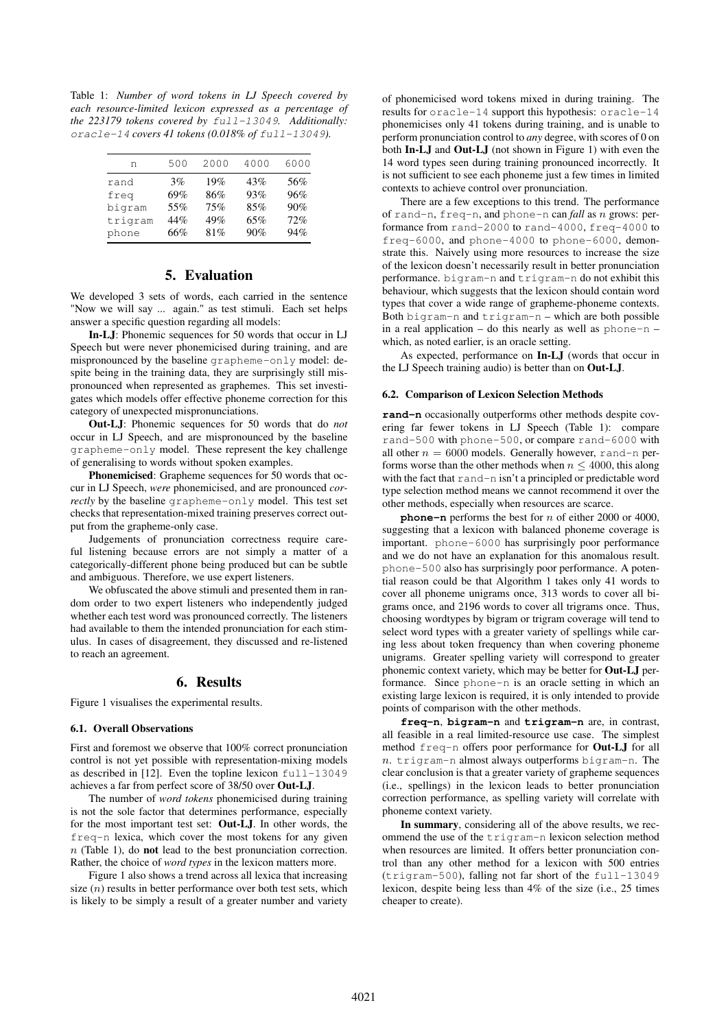Table 1: *Number of word tokens in LJ Speech covered by each resource-limited lexicon expressed as a percentage of the 223179 tokens covered by* `full-13049`*. Additionally:* `oracle-14` *covers 41 tokens (0.018% of* `full-13049`*).*

| n | 500 | 2000 | 4000 | 6000 |
|---|---|---|---|---|
| rand | 3% | 19% | 43% | 56% |
| freq | 69% | 86% | 93% | 96% |
| bigram | 55% | 75% | 85% | 90% |
| trigram | 44% | 49% | 65% | 72% |
| phone | 66% | 81% | 90% | 94% |

## 5. Evaluation

We developed 3 sets of words, each carried in the sentence "Now we will say ... again." as test stimuli. Each set helps answer a specific question regarding all models:

**In-LJ**: Phonemic sequences for 50 words that occur in LJ Speech but were never phonemicised during training, and are mispronounced by the baseline `grapheme-only` model: despite being in the training data, they are surprisingly still mispronounced when represented as graphemes. This set investigates which models offer effective phoneme correction for this category of unexpected mispronunciations.

**Out-LJ**: Phonemic sequences for 50 words that do *not* occur in LJ Speech, and are mispronounced by the baseline `grapheme-only` model. These represent the key challenge of generalising to words without spoken examples.

**Phonemicised**: Grapheme sequences for 50 words that occur in LJ Speech, *were* phonemicised, and are pronounced *correctly* by the baseline `grapheme-only` model. This test set checks that representation-mixed training preserves correct output from the grapheme-only case.

Judgements of pronunciation correctness require careful listening because errors are not simply a matter of a categorically-different phone being produced but can be subtle and ambiguous. Therefore, we use expert listeners.

We obfuscated the above stimuli and presented them in random order to two expert listeners who independently judged whether each test word was pronounced correctly. The listeners had available to them the intended pronunciation for each stimulus. In cases of disagreement, they discussed and re-listened to reach an agreement.

## 6. Results

Figure 1 visualises the experimental results.

### 6.1. Overall Observations

First and foremost we observe that 100% correct pronunciation control is not yet possible with representation-mixing models as described in [12]. Even the topline lexicon `full-13049` achieves a far from perfect score of 38/50 over **Out-LJ**.

The number of *word tokens* phonemicised during training is not the sole factor that determines performance, especially for the most important test set: **Out-LJ**. In other words, the `freq-n` lexica, which cover the most tokens for any given $n$ (Table 1), do **not** lead to the best pronunciation correction. Rather, the choice of *word types* in the lexicon matters more.

Figure 1 also shows a trend across all lexica that increasing size ($n$) results in better performance over both test sets, which is likely to be simply a result of a greater number and variety of phonemicised word tokens mixed in during training. The results for `oracle-14` support this hypothesis: `oracle-14` phonemicises only 41 tokens during training, and is unable to perform pronunciation control to *any* degree, with scores of 0 on both **In-LJ** and **Out-LJ** (not shown in Figure 1) with even the 14 word types seen during training pronounced incorrectly. It is not sufficient to see each phoneme just a few times in limited contexts to achieve control over pronunciation.

There are a few exceptions to this trend. The performance of `rand-n`, `freq-n`, and `phone-n` can *fall* as $n$ grows: performance from `rand-2000` to `rand-4000`, `freq-4000` to `freq-6000`, and `phone-4000` to `phone-6000`, demonstrate this. Naively using more resources to increase the size of the lexicon doesn't necessarily result in better pronunciation performance. `bigram-n` and `trigram-n` do not exhibit this behaviour, which suggests that the lexicon should contain word types that cover a wide range of grapheme-phoneme contexts. Both `bigram-n` and `trigram-n` – which are both possible in a real application – do this nearly as well as `phone-n` – which, as noted earlier, is an oracle setting.

As expected, performance on **In-LJ** (words that occur in the LJ Speech training audio) is better than on **Out-LJ**.

### 6.2. Comparison of Lexicon Selection Methods

**`rand-n`** occasionally outperforms other methods despite covering far fewer tokens in LJ Speech (Table 1): compare `rand-500` with `phone-500`, or compare `rand-6000` with all other $n = 6000$ models. Generally however, `rand-n` performs worse than the other methods when $n \leq 4000$, this along with the fact that `rand-n` isn't a principled or predictable word type selection method means we cannot recommend it over the other methods, especially when resources are scarce.

**`phone-n`** performs the best for $n$ of either 2000 or 4000, suggesting that a lexicon with balanced phoneme coverage is important. `phone-6000` has surprisingly poor performance and we do not have an explanation for this anomalous result. `phone-500` also has surprisingly poor performance. A potential reason could be that Algorithm 1 takes only 41 words to cover all phoneme unigrams once, 313 words to cover all bigrams once, and 2196 words to cover all trigrams once. Thus, choosing wordtypes by bigram or trigram coverage will tend to select word types with a greater variety of spellings while caring less about token frequency than when covering phoneme unigrams. Greater spelling variety will correspond to greater phonemic context variety, which may be better for **Out-LJ** performance. Since `phone-n` is an oracle setting in which an existing large lexicon is required, it is only intended to provide points of comparison with the other methods.

**`freq-n`**, **`bigram-n`** and **`trigram-n`** are, in contrast, all feasible in a real limited-resource use case. The simplest method `freq-n` offers poor performance for **Out-LJ** for all $n$. `trigram-n` almost always outperforms `bigram-n`. The clear conclusion is that a greater variety of grapheme sequences (i.e., spellings) in the lexicon leads to better pronunciation correction performance, as spelling variety will correlate with phoneme context variety.

**In summary**, considering all of the above results, we recommend the use of the `trigram-n` lexicon selection method when resources are limited. It offers better pronunciation control than any other method for a lexicon with 500 entries (`trigram-500`), falling not far short of the `full-13049` lexicon, despite being less than 4% of the size (i.e., 25 times cheaper to create).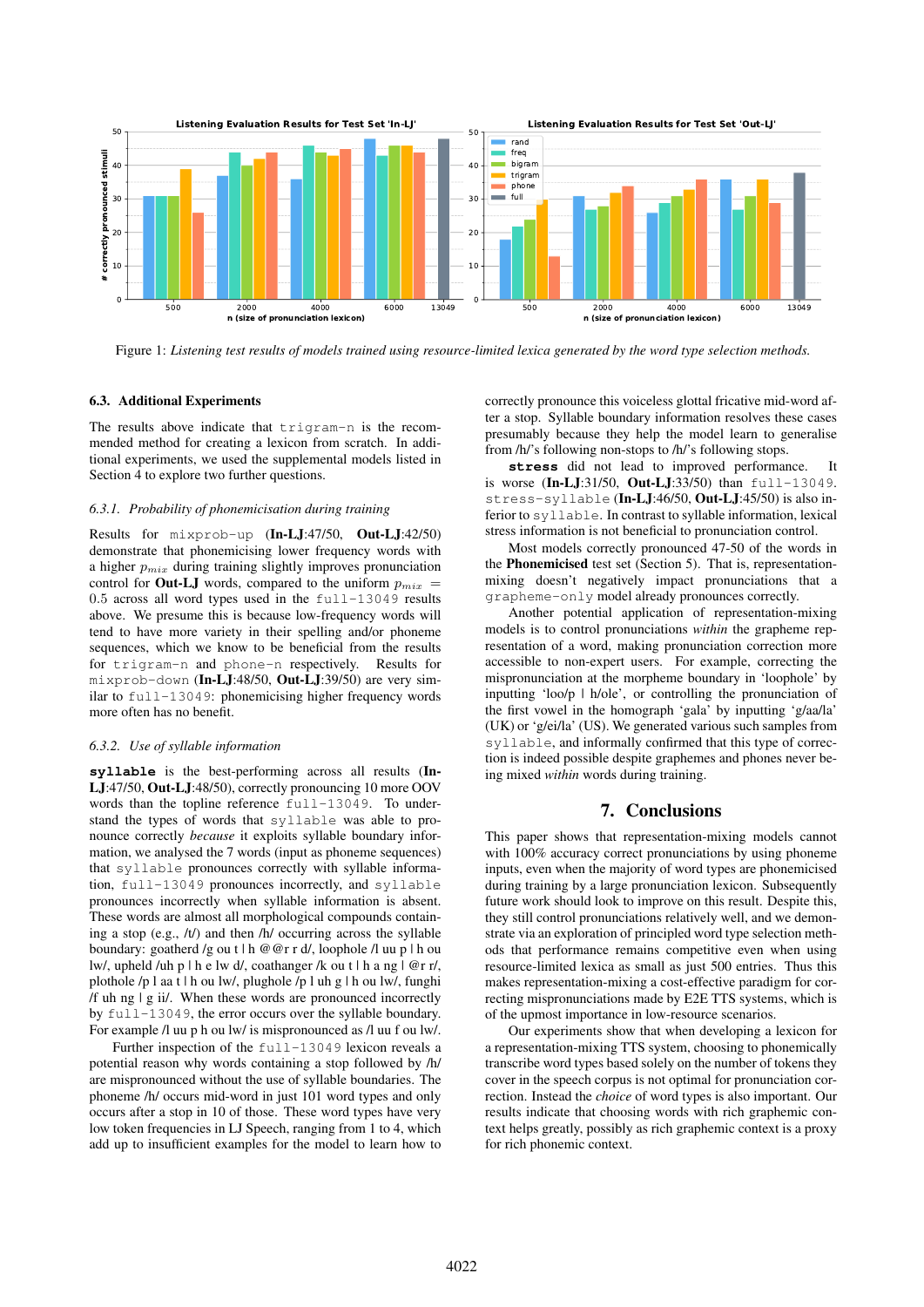Figure 1: *Listening test results of models trained using resource-limited lexica generated by the word type selection methods.*

### 6.3. Additional Experiments

The results above indicate that `trigram-n` is the recommended method for creating a lexicon from scratch. In additional experiments, we used the supplemental models listed in Section 4 to explore two further questions.

#### 6.3.1. Probability of phonemicisation during training

Results for `mixprob-up` (**In-LJ**:47/50, **Out-LJ**:42/50) demonstrate that phonemicising lower frequency words with a higher $p_{mix}$ during training slightly improves pronunciation control for **Out-LJ** words, compared to the uniform $p_{mix} = 0.5$ across all word types used in the `full-13049` results above. We presume this is because low-frequency words will tend to have more variety in their spelling and/or phoneme sequences, which we know to be beneficial from the results for `trigram-n` and `phone-n` respectively. Results for `mixprob-down` (**In-LJ**:48/50, **Out-LJ**:39/50) are very similar to `full-13049`: phonemicising higher frequency words more often has no benefit.

#### 6.3.2. Use of syllable information

**`syllable`** is the best-performing across all results (**In-LJ**:47/50, **Out-LJ**:48/50), correctly pronouncing 10 more OOV words than the topline reference `full-13049`. To understand the types of words that `syllable` was able to pronounce correctly *because* it exploits syllable boundary information, we analysed the 7 words (input as phoneme sequences) that `syllable` pronounces correctly with syllable information, `full-13049` pronounces incorrectly, and `syllable` pronounces incorrectly when syllable information is absent. These words are almost all morphological compounds containing a stop (e.g., /t/) and then /h/ occurring across the syllable boundary: goatherd /g ou t | h @ @r r d/, loophole /l uu p | h ou lw/, upheld /uh p | h e lw d/, coathanger /k ou t | h a ng | @r r/, plothole /p l aa t | h ou lw/, plughole /p l uh g | h ou lw/, funghi /f uh ng | g ii/. When these words are pronounced incorrectly by `full-13049`, the error occurs over the syllable boundary. For example /l uu p h ou lw/ is mispronounced as /l uu f ou lw/.

Further inspection of the `full-13049` lexicon reveals a potential reason why words containing a stop followed by /h/ are mispronounced without the use of syllable boundaries. The phoneme /h/ occurs mid-word in just 101 word types and only occurs after a stop in 10 of those. These word types have very low token frequencies in LJ Speech, ranging from 1 to 4, which add up to insufficient examples for the model to learn how to correctly pronounce this voiceless glottal fricative mid-word after a stop. Syllable boundary information resolves these cases presumably because they help the model learn to generalise from /h/'s following non-stops to /h/'s following stops.

**`stress`** did not lead to improved performance. It is worse (**In-LJ**:31/50, **Out-LJ**:33/50) than `full-13049`. `stress-syllable` (**In-LJ**:46/50, **Out-LJ**:45/50) is also inferior to `syllable`. In contrast to syllable information, lexical stress information is not beneficial to pronunciation control.

Most models correctly pronounced 47-50 of the words in the **Phonemicised** test set (Section 5). That is, representation-mixing doesn't negatively impact pronunciations that a `grapheme-only` model already pronounces correctly.

Another potential application of representation-mixing models is to control pronunciations *within* the grapheme representation of a word, making pronunciation correction more accessible to non-expert users. For example, correcting the mispronunciation at the morpheme boundary in 'loophole' by inputting 'loo/p | h/ole', or controlling the pronunciation of the first vowel in the homograph 'gala' by inputting 'g/aa/la' (UK) or 'g/ei/la' (US). We generated various such samples from `syllable`, and informally confirmed that this type of correction is indeed possible despite graphemes and phones never being mixed *within* words during training.

## 7. Conclusions

This paper shows that representation-mixing models cannot with 100% accuracy correct pronunciations by using phoneme inputs, even when the majority of word types are phonemicised during training by a large pronunciation lexicon. Subsequently future work should look to improve on this result. Despite this, they still control pronunciations relatively well, and we demonstrate via an exploration of principled word type selection methods that performance remains competitive even when using resource-limited lexica as small as just 500 entries. Thus this makes representation-mixing a cost-effective paradigm for correcting mispronunciations made by E2E TTS systems, which is of the upmost importance in low-resource scenarios.

Our experiments show that when developing a lexicon for a representation-mixing TTS system, choosing to phonemically transcribe word types based solely on the number of tokens they cover in the speech corpus is not optimal for pronunciation correction. Instead the *choice* of word types is also important. Our results indicate that choosing words with rich graphemic context helps greatly, possibly as rich graphemic context is a proxy for rich phonemic context.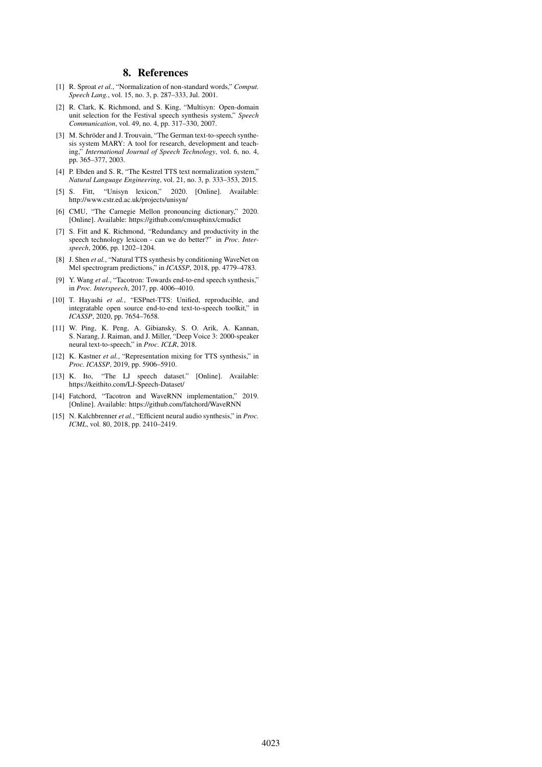## 8. References

[1] R. Sproat *et al.*, "Normalization of non-standard words," *Comput. Speech Lang.*, vol. 15, no. 3, p. 287–333, Jul. 2001.

[2] R. Clark, K. Richmond, and S. King, "Multisyn: Open-domain unit selection for the Festival speech synthesis system," *Speech Communication*, vol. 49, no. 4, pp. 317–330, 2007.

[3] M. Schröder and J. Trouvain, "The German text-to-speech synthesis system MARY: A tool for research, development and teaching," *International Journal of Speech Technology*, vol. 6, no. 4, pp. 365–377, 2003.

[4] P. Ebden and S. R, "The Kestrel TTS text normalization system," *Natural Language Engineering*, vol. 21, no. 3, p. 333–353, 2015.

[5] S. Fitt, "Unisyn lexicon," 2020. [Online]. Available: http://www.cstr.ed.ac.uk/projects/unisyn/

[6] CMU, "The Carnegie Mellon pronouncing dictionary," 2020. [Online]. Available: https://github.com/cmusphinx/cmudict

[7] S. Fitt and K. Richmond, "Redundancy and productivity in the speech technology lexicon - can we do better?" in *Proc. Interspeech*, 2006, pp. 1202–1204.

[8] J. Shen *et al.*, "Natural TTS synthesis by conditioning WaveNet on Mel spectrogram predictions," in *ICASSP*, 2018, pp. 4779–4783.

[9] Y. Wang *et al.*, "Tacotron: Towards end-to-end speech synthesis," in *Proc. Interspeech*, 2017, pp. 4006–4010.

[10] T. Hayashi *et al.*, "ESPnet-TTS: Unified, reproducible, and integratable open source end-to-end text-to-speech toolkit," in *ICASSP*, 2020, pp. 7654–7658.

[11] W. Ping, K. Peng, A. Gibiansky, S. O. Arik, A. Kannan, S. Narang, J. Raiman, and J. Miller, "Deep Voice 3: 2000-speaker neural text-to-speech," in *Proc. ICLR*, 2018.

[12] K. Kastner *et al.*, "Representation mixing for TTS synthesis," in *Proc. ICASSP*, 2019, pp. 5906–5910.

[13] K. Ito, "The LJ speech dataset." [Online]. Available: https://keithito.com/LJ-Speech-Dataset/

[14] Fatchord, "Tacotron and WaveRNN implementation," 2019. [Online]. Available: https://github.com/fatchord/WaveRNN

[15] N. Kalchbrenner *et al.*, "Efficient neural audio synthesis," in *Proc. ICML*, vol. 80, 2018, pp. 2410–2419.